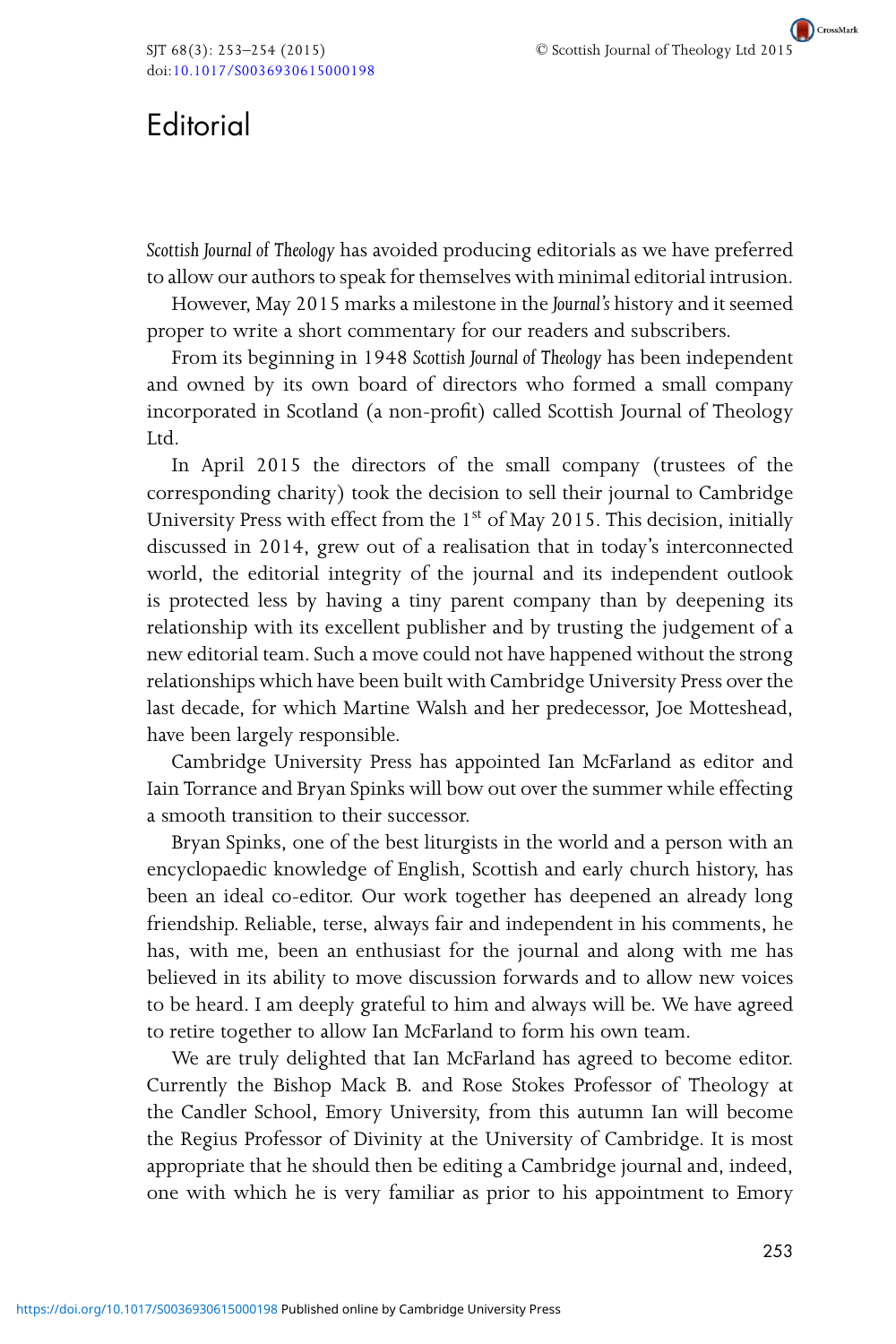# Editorial

*Scottish Journal of Theology* has avoided producing editorials as we have preferred to allow our authors to speak for themselves with minimal editorial intrusion.

However, May 2015 marks a milestone in the *Journal's* history and it seemed proper to write a short commentary for our readers and subscribers.

From its beginning in 1948 *Scottish Journal of Theology* has been independent and owned by its own board of directors who formed a small company incorporated in Scotland (a non-profit) called Scottish Journal of Theology Ltd.

In April 2015 the directors of the small company (trustees of the corresponding charity) took the decision to sell their journal to Cambridge University Press with effect from the 1st of May 2015. This decision, initially discussed in 2014, grew out of a realisation that in today's interconnected world, the editorial integrity of the journal and its independent outlook is protected less by having a tiny parent company than by deepening its relationship with its excellent publisher and by trusting the judgement of a new editorial team. Such a move could not have happened without the strong relationships which have been built with Cambridge University Press over the last decade, for which Martine Walsh and her predecessor, Joe Motteshead, have been largely responsible.

Cambridge University Press has appointed Ian McFarland as editor and Iain Torrance and Bryan Spinks will bow out over the summer while effecting a smooth transition to their successor.

Bryan Spinks, one of the best liturgists in the world and a person with an encyclopaedic knowledge of English, Scottish and early church history, has been an ideal co-editor. Our work together has deepened an already long friendship. Reliable, terse, always fair and independent in his comments, he has, with me, been an enthusiast for the journal and along with me has believed in its ability to move discussion forwards and to allow new voices to be heard. I am deeply grateful to him and always will be. We have agreed to retire together to allow Ian McFarland to form his own team.

We are truly delighted that Ian McFarland has agreed to become editor. Currently the Bishop Mack B. and Rose Stokes Professor of Theology at the Candler School, Emory University, from this autumn Ian will become the Regius Professor of Divinity at the University of Cambridge. It is most appropriate that he should then be editing a Cambridge journal and, indeed, one with which he is very familiar as prior to his appointment to Emory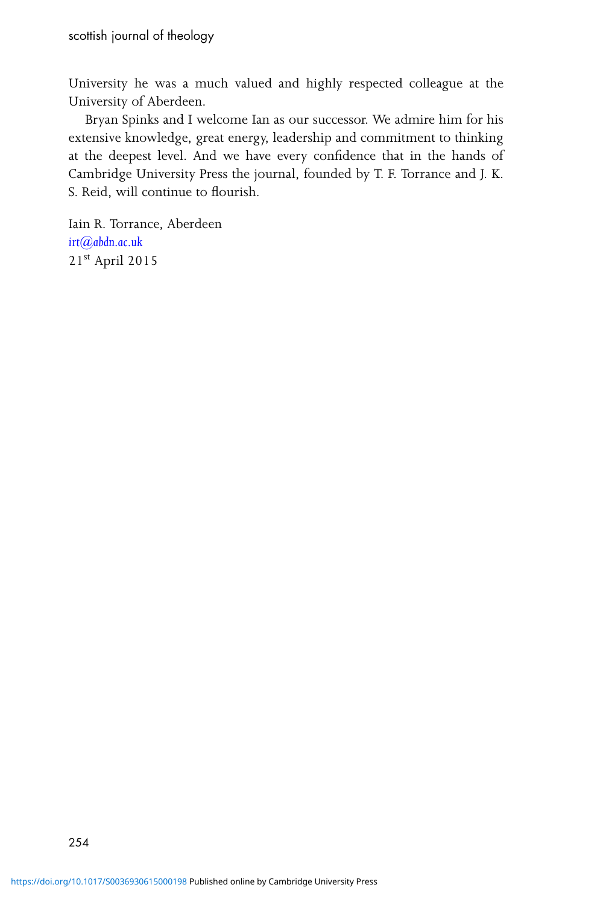University he was a much valued and highly respected colleague at the University of Aberdeen.

Bryan Spinks and I welcome Ian as our successor. We admire him for his extensive knowledge, great energy, leadership and commitment to thinking at the deepest level. And we have every confidence that in the hands of Cambridge University Press the journal, founded by T. F. Torrance and J. K. S. Reid, will continue to flourish.

Iain R. Torrance, Aberdeen
irt@abdn.ac.uk
21st April 2015